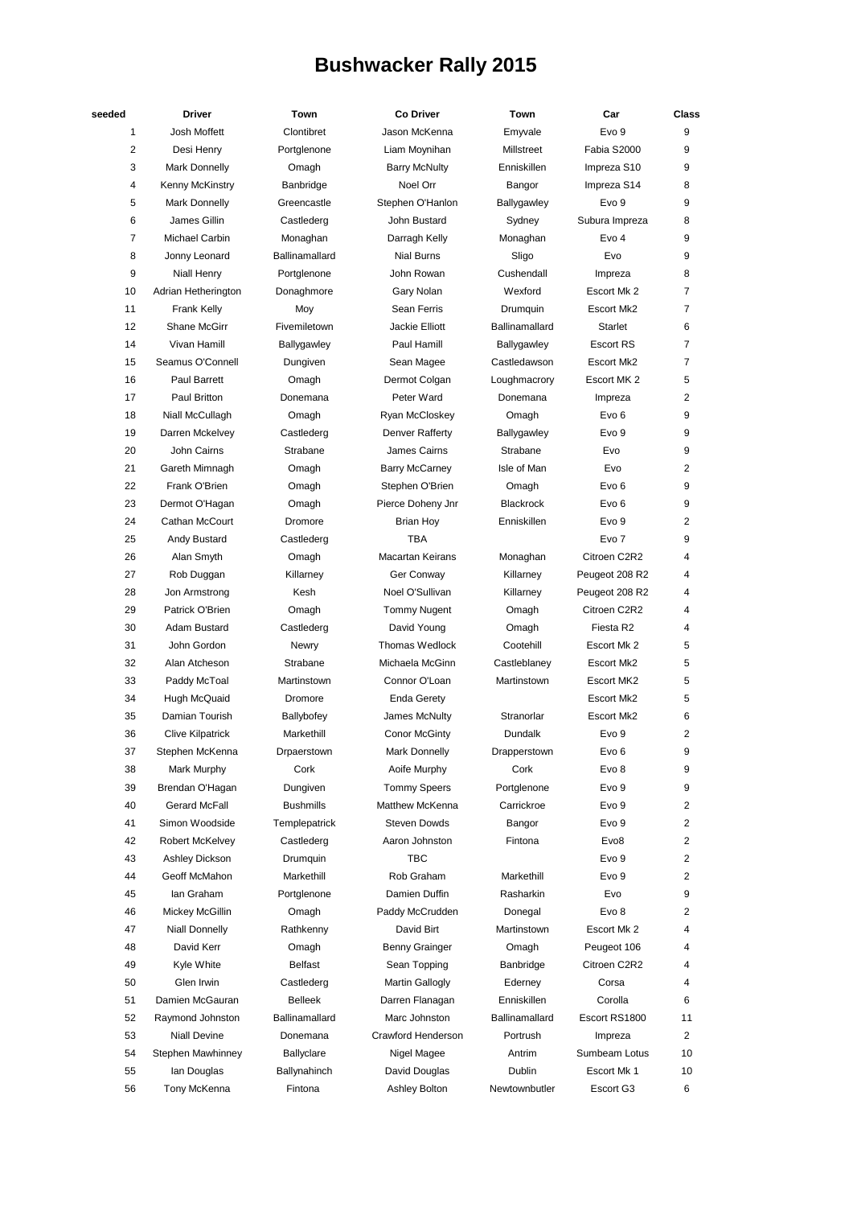# Bushwacker Rally 2015

| seeded | Driver | Town | Co Driver | Town | Car | Class |
|---|---|---|---|---|---|---|
| 1 | Josh Moffett | Clontibret | Jason McKenna | Emyvale | Evo 9 | 9 |
| 2 | Desi Henry | Portglenone | Liam Moynihan | Millstreet | Fabia S2000 | 9 |
| 3 | Mark Donnelly | Omagh | Barry McNulty | Enniskillen | Impreza S10 | 9 |
| 4 | Kenny McKinstry | Banbridge | Noel Orr | Bangor | Impreza S14 | 8 |
| 5 | Mark Donnelly | Greencastle | Stephen O'Hanlon | Ballygawley | Evo 9 | 9 |
| 6 | James Gillin | Castlederg | John Bustard | Sydney | Subura Impreza | 8 |
| 7 | Michael Carbin | Monaghan | Darragh Kelly | Monaghan | Evo 4 | 9 |
| 8 | Jonny Leonard | Ballinamallard | Nial Burns | Sligo | Evo | 9 |
| 9 | Niall Henry | Portglenone | John Rowan | Cushendall | Impreza | 8 |
| 10 | Adrian Hetherington | Donaghmore | Gary Nolan | Wexford | Escort Mk 2 | 7 |
| 11 | Frank Kelly | Moy | Sean Ferris | Drumquin | Escort Mk2 | 7 |
| 12 | Shane McGirr | Fivemiletown | Jackie Elliott | Ballinamallard | Starlet | 6 |
| 14 | Vivan Hamill | Ballygawley | Paul Hamill | Ballygawley | Escort RS | 7 |
| 15 | Seamus O'Connell | Dungiven | Sean Magee | Castledawson | Escort Mk2 | 7 |
| 16 | Paul Barrett | Omagh | Dermot Colgan | Loughmacrory | Escort MK 2 | 5 |
| 17 | Paul Britton | Donemana | Peter Ward | Donemana | Impreza | 2 |
| 18 | Niall McCullagh | Omagh | Ryan McCloskey | Omagh | Evo 6 | 9 |
| 19 | Darren Mckelvey | Castlederg | Denver Rafferty | Ballygawley | Evo 9 | 9 |
| 20 | John Cairns | Strabane | James Cairns | Strabane | Evo | 9 |
| 21 | Gareth Mimnagh | Omagh | Barry McCarney | Isle of Man | Evo | 2 |
| 22 | Frank O'Brien | Omagh | Stephen O'Brien | Omagh | Evo 6 | 9 |
| 23 | Dermot O'Hagan | Omagh | Pierce Doheny Jnr | Blackrock | Evo 6 | 9 |
| 24 | Cathan McCourt | Dromore | Brian Hoy | Enniskillen | Evo 9 | 2 |
| 25 | Andy Bustard | Castlederg | TBA | | Evo 7 | 9 |
| 26 | Alan Smyth | Omagh | Macartan Keirans | Monaghan | Citroen C2R2 | 4 |
| 27 | Rob Duggan | Killarney | Ger Conway | Killarney | Peugeot 208 R2 | 4 |
| 28 | Jon Armstrong | Kesh | Noel O'Sullivan | Killarney | Peugeot 208 R2 | 4 |
| 29 | Patrick O'Brien | Omagh | Tommy Nugent | Omagh | Citroen C2R2 | 4 |
| 30 | Adam Bustard | Castlederg | David Young | Omagh | Fiesta R2 | 4 |
| 31 | John Gordon | Newry | Thomas Wedlock | Cootehill | Escort Mk 2 | 5 |
| 32 | Alan Atcheson | Strabane | Michaela McGinn | Castleblaney | Escort Mk2 | 5 |
| 33 | Paddy McToal | Martinstown | Connor O'Loan | Martinstown | Escort MK2 | 5 |
| 34 | Hugh McQuaid | Dromore | Enda Gerety | | Escort Mk2 | 5 |
| 35 | Damian Tourish | Ballybofey | James McNulty | Stranorlar | Escort Mk2 | 6 |
| 36 | Clive Kilpatrick | Markethill | Conor McGinty | Dundalk | Evo 9 | 2 |
| 37 | Stephen McKenna | Drpaerstown | Mark Donnelly | Drapperstown | Evo 6 | 9 |
| 38 | Mark Murphy | Cork | Aoife Murphy | Cork | Evo 8 | 9 |
| 39 | Brendan O'Hagan | Dungiven | Tommy Speers | Portglenone | Evo 9 | 9 |
| 40 | Gerard McFall | Bushmills | Matthew McKenna | Carrickroe | Evo 9 | 2 |
| 41 | Simon Woodside | Templepatrick | Steven Dowds | Bangor | Evo 9 | 2 |
| 42 | Robert McKelvey | Castlederg | Aaron Johnston | Fintona | Evo8 | 2 |
| 43 | Ashley Dickson | Drumquin | TBC | | Evo 9 | 2 |
| 44 | Geoff McMahon | Markethill | Rob Graham | Markethill | Evo 9 | 2 |
| 45 | Ian Graham | Portglenone | Damien Duffin | Rasharkin | Evo | 9 |
| 46 | Mickey McGillin | Omagh | Paddy McCrudden | Donegal | Evo 8 | 2 |
| 47 | Niall Donnelly | Rathkenny | David Birt | Martinstown | Escort Mk 2 | 4 |
| 48 | David Kerr | Omagh | Benny Grainger | Omagh | Peugeot 106 | 4 |
| 49 | Kyle White | Belfast | Sean Topping | Banbridge | Citroen C2R2 | 4 |
| 50 | Glen Irwin | Castlederg | Martin Gallogly | Ederney | Corsa | 4 |
| 51 | Damien McGauran | Belleek | Darren Flanagan | Enniskillen | Corolla | 6 |
| 52 | Raymond Johnston | Ballinamallard | Marc Johnston | Ballinamallard | Escort RS1800 | 11 |
| 53 | Niall Devine | Donemana | Crawford Henderson | Portrush | Impreza | 2 |
| 54 | Stephen Mawhinney | Ballyclare | Nigel Magee | Antrim | Sumbeam Lotus | 10 |
| 55 | Ian Douglas | Ballynahinch | David Douglas | Dublin | Escort Mk 1 | 10 |
| 56 | Tony McKenna | Fintona | Ashley Bolton | Newtownbutler | Escort G3 | 6 |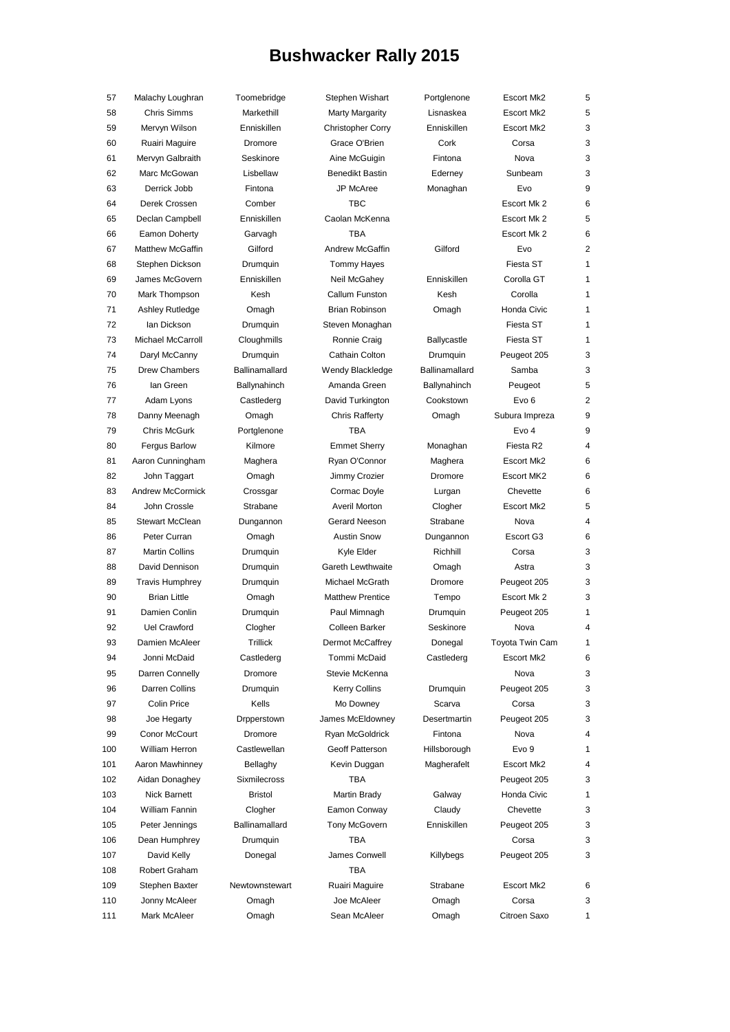# Bushwacker Rally 2015

| | | | | | | |
|---|---|---|---|---|---|---|
| 57 | Malachy Loughran | Toomebridge | Stephen Wishart | Portglenone | Escort Mk2 | 5 |
| 58 | Chris Simms | Markethill | Marty Margarity | Lisnaskea | Escort Mk2 | 5 |
| 59 | Mervyn Wilson | Enniskillen | Christopher Corry | Enniskillen | Escort Mk2 | 3 |
| 60 | Ruairi Maguire | Dromore | Grace O'Brien | Cork | Corsa | 3 |
| 61 | Mervyn Galbraith | Seskinore | Aine McGuigin | Fintona | Nova | 3 |
| 62 | Marc McGowan | Lisbellaw | Benedikt Bastin | Ederney | Sunbeam | 3 |
| 63 | Derrick Jobb | Fintona | JP McAree | Monaghan | Evo | 9 |
| 64 | Derek Crossen | Comber | TBC | | Escort Mk 2 | 6 |
| 65 | Declan Campbell | Enniskillen | Caolan McKenna | | Escort Mk 2 | 5 |
| 66 | Eamon Doherty | Garvagh | TBA | | Escort Mk 2 | 6 |
| 67 | Matthew McGaffin | Gilford | Andrew McGaffin | Gilford | Evo | 2 |
| 68 | Stephen Dickson | Drumquin | Tommy Hayes | | Fiesta ST | 1 |
| 69 | James McGovern | Enniskillen | Neil McGahey | Enniskillen | Corolla GT | 1 |
| 70 | Mark Thompson | Kesh | Callum Funston | Kesh | Corolla | 1 |
| 71 | Ashley Rutledge | Omagh | Brian Robinson | Omagh | Honda Civic | 1 |
| 72 | Ian Dickson | Drumquin | Steven Monaghan | | Fiesta ST | 1 |
| 73 | Michael McCarroll | Cloughmills | Ronnie Craig | Ballycastle | Fiesta ST | 1 |
| 74 | Daryl McCanny | Drumquin | Cathain Colton | Drumquin | Peugeot 205 | 3 |
| 75 | Drew Chambers | Ballinamallard | Wendy Blackledge | Ballinamallard | Samba | 3 |
| 76 | Ian Green | Ballynahinch | Amanda Green | Ballynahinch | Peugeot | 5 |
| 77 | Adam Lyons | Castlederg | David Turkington | Cookstown | Evo 6 | 2 |
| 78 | Danny Meenagh | Omagh | Chris Rafferty | Omagh | Subura Impreza | 9 |
| 79 | Chris McGurk | Portglenone | TBA | | Evo 4 | 9 |
| 80 | Fergus Barlow | Kilmore | Emmet Sherry | Monaghan | Fiesta R2 | 4 |
| 81 | Aaron Cunningham | Maghera | Ryan O'Connor | Maghera | Escort Mk2 | 6 |
| 82 | John Taggart | Omagh | Jimmy Crozier | Dromore | Escort MK2 | 6 |
| 83 | Andrew McCormick | Crossgar | Cormac Doyle | Lurgan | Chevette | 6 |
| 84 | John Crossle | Strabane | Averil Morton | Clogher | Escort Mk2 | 5 |
| 85 | Stewart McClean | Dungannon | Gerard Neeson | Strabane | Nova | 4 |
| 86 | Peter Curran | Omagh | Austin Snow | Dungannon | Escort G3 | 6 |
| 87 | Martin Collins | Drumquin | Kyle Elder | Richhill | Corsa | 3 |
| 88 | David Dennison | Drumquin | Gareth Lewthwaite | Omagh | Astra | 3 |
| 89 | Travis Humphrey | Drumquin | Michael McGrath | Dromore | Peugeot 205 | 3 |
| 90 | Brian Little | Omagh | Matthew Prentice | Tempo | Escort Mk 2 | 3 |
| 91 | Damien Conlin | Drumquin | Paul Mimnagh | Drumquin | Peugeot 205 | 1 |
| 92 | Uel Crawford | Clogher | Colleen Barker | Seskinore | Nova | 4 |
| 93 | Damien McAleer | Trillick | Dermot McCaffrey | Donegal | Toyota Twin Cam | 1 |
| 94 | Jonni McDaid | Castlederg | Tommi McDaid | Castlederg | Escort Mk2 | 6 |
| 95 | Darren Connelly | Dromore | Stevie McKenna | | Nova | 3 |
| 96 | Darren Collins | Drumquin | Kerry Collins | Drumquin | Peugeot 205 | 3 |
| 97 | Colin Price | Kells | Mo Downey | Scarva | Corsa | 3 |
| 98 | Joe Hegarty | Drpperstown | James McEldowney | Desertmartin | Peugeot 205 | 3 |
| 99 | Conor McCourt | Dromore | Ryan McGoldrick | Fintona | Nova | 4 |
| 100 | William Herron | Castlewellan | Geoff Patterson | Hillsborough | Evo 9 | 1 |
| 101 | Aaron Mawhinney | Bellaghy | Kevin Duggan | Magherafelt | Escort Mk2 | 4 |
| 102 | Aidan Donaghey | Sixmilecross | TBA | | Peugeot 205 | 3 |
| 103 | Nick Barnett | Bristol | Martin Brady | Galway | Honda Civic | 1 |
| 104 | William Fannin | Clogher | Eamon Conway | Claudy | Chevette | 3 |
| 105 | Peter Jennings | Ballinamallard | Tony McGovern | Enniskillen | Peugeot 205 | 3 |
| 106 | Dean Humphrey | Drumquin | TBA | | Corsa | 3 |
| 107 | David Kelly | Donegal | James Conwell | Killybegs | Peugeot 205 | 3 |
| 108 | Robert Graham | | TBA | | | |
| 109 | Stephen Baxter | Newtownstewart | Ruairi Maguire | Strabane | Escort Mk2 | 6 |
| 110 | Jonny McAleer | Omagh | Joe McAleer | Omagh | Corsa | 3 |
| 111 | Mark McAleer | Omagh | Sean McAleer | Omagh | Citroen Saxo | 1 |